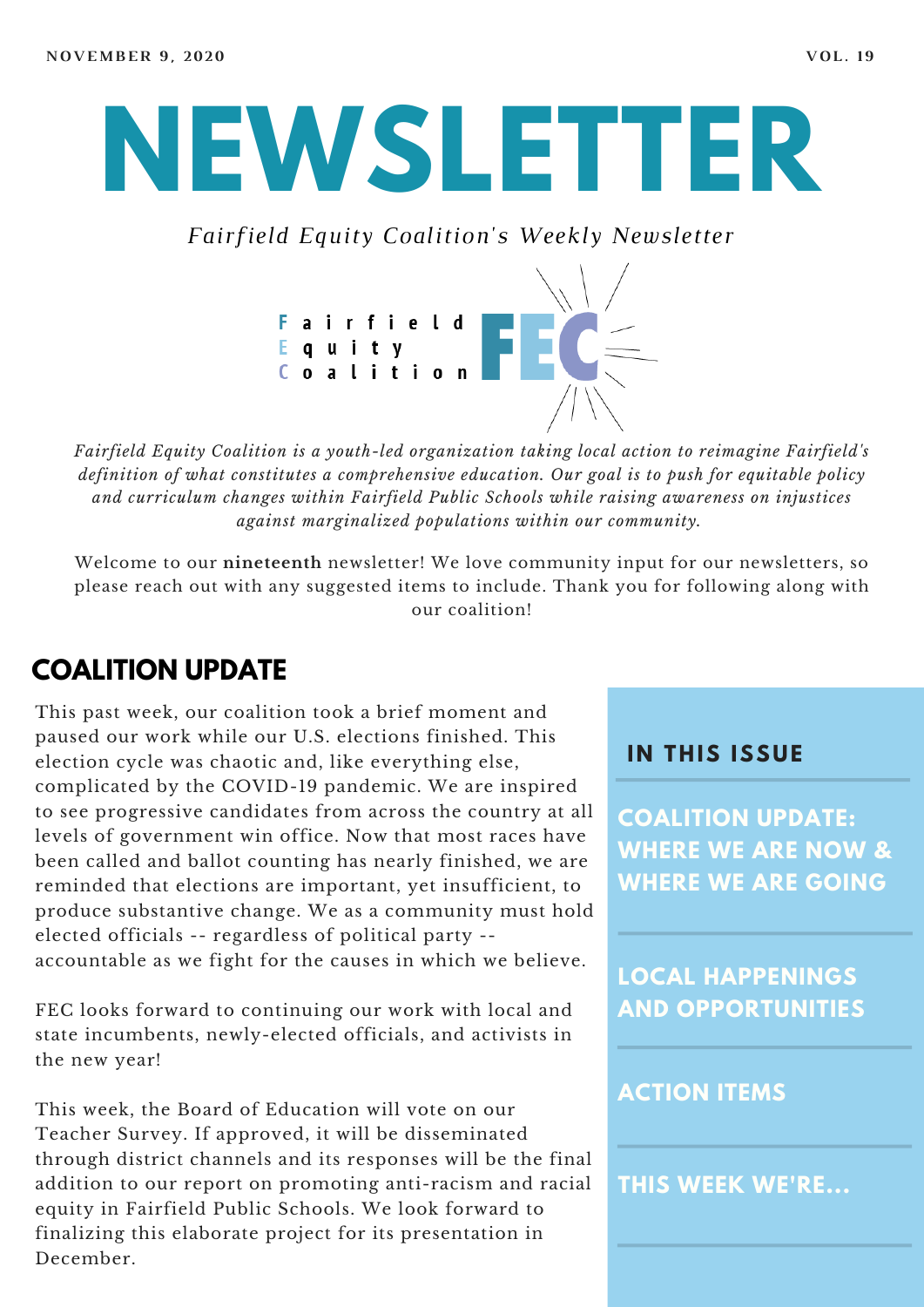NOVEMBER 9, 2020

VOL. 19

# NEWSLETTER

*Fairfield Equity Coalition's Weekly Newsletter*

Fairfield Equity Coalition FEC

*Fairfield Equity Coalition is a youth-led organization taking local action to reimagine Fairfield's definition of what constitutes a comprehensive education. Our goal is to push for equitable policy and curriculum changes within Fairfield Public Schools while raising awareness on injustices against marginalized populations within our community.*

Welcome to our **nineteenth** newsletter! We love community input for our newsletters, so please reach out with any suggested items to include. Thank you for following along with our coalition!

## COALITION UPDATE

This past week, our coalition took a brief moment and paused our work while our U.S. elections finished. This election cycle was chaotic and, like everything else, complicated by the COVID-19 pandemic. We are inspired to see progressive candidates from across the country at all levels of government win office. Now that most races have been called and ballot counting has nearly finished, we are reminded that elections are important, yet insufficient, to produce substantive change. We as a community must hold elected officials -- regardless of political party -- accountable as we fight for the causes in which we believe.

FEC looks forward to continuing our work with local and state incumbents, newly-elected officials, and activists in the new year!

This week, the Board of Education will vote on our Teacher Survey. If approved, it will be disseminated through district channels and its responses will be the final addition to our report on promoting anti-racism and racial equity in Fairfield Public Schools. We look forward to finalizing this elaborate project for its presentation in December.

### IN THIS ISSUE

- COALITION UPDATE: WHERE WE ARE NOW & WHERE WE ARE GOING
- LOCAL HAPPENINGS AND OPPORTUNITIES
- ACTION ITEMS
- THIS WEEK WE'RE...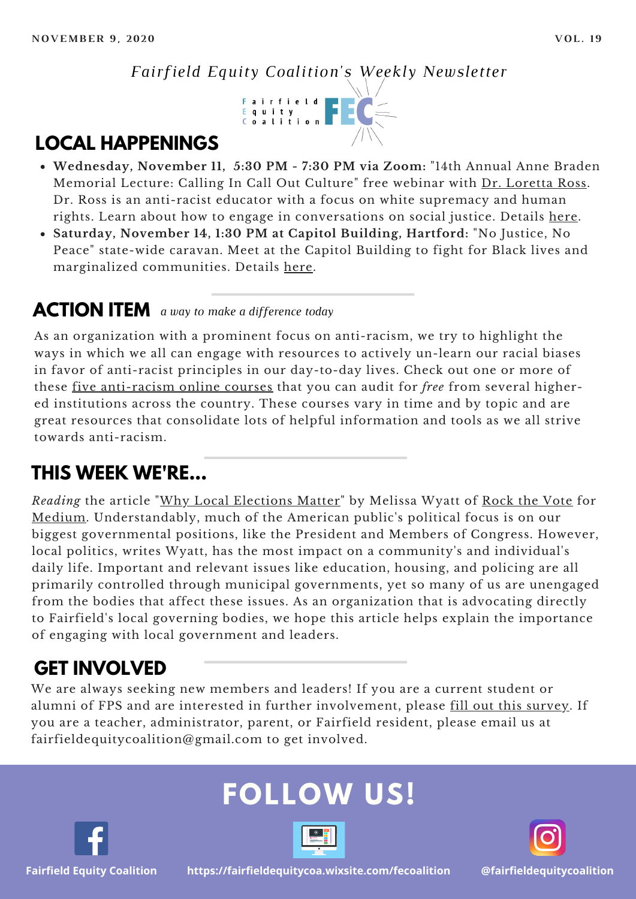NOVEMBER 9, 2020

VOL. 19

*Fairfield Equity Coalition's Weekly Newsletter*

Fairfield Equity Coalition FEC

## LOCAL HAPPENINGS

- **Wednesday, November 11, 5:30 PM - 7:30 PM via Zoom:** "14th Annual Anne Braden Memorial Lecture: Calling In Call Out Culture" free webinar with Dr. Loretta Ross. Dr. Ross is an anti-racist educator with a focus on white supremacy and human rights. Learn about how to engage in conversations on social justice. Details here.
- **Saturday, November 14, 1:30 PM at Capitol Building, Hartford:** "No Justice, No Peace" state-wide caravan. Meet at the Capitol Building to fight for Black lives and marginalized communities. Details here.

## ACTION ITEM *a way to make a difference today*

As an organization with a prominent focus on anti-racism, we try to highlight the ways in which we all can engage with resources to actively un-learn our racial biases in favor of anti-racist principles in our day-to-day lives. Check out one or more of these five anti-racism online courses that you can audit for *free* from several higher-ed institutions across the country. These courses vary in time and by topic and are great resources that consolidate lots of helpful information and tools as we all strive towards anti-racism.

## THIS WEEK WE'RE...

*Reading* the article "Why Local Elections Matter" by Melissa Wyatt of Rock the Vote for Medium. Understandably, much of the American public's political focus is on our biggest governmental positions, like the President and Members of Congress. However, local politics, writes Wyatt, has the most impact on a community's and individual's daily life. Important and relevant issues like education, housing, and policing are all primarily controlled through municipal governments, yet so many of us are unengaged from the bodies that affect these issues. As an organization that is advocating directly to Fairfield's local governing bodies, we hope this article helps explain the importance of engaging with local government and leaders.

## GET INVOLVED

We are always seeking new members and leaders! If you are a current student or alumni of FPS and are interested in further involvement, please fill out this survey. If you are a teacher, administrator, parent, or Fairfield resident, please email us at fairfieldequitycoalition@gmail.com to get involved.

## FOLLOW US!

Fairfield Equity Coalition

https://fairfieldequitycoa.wixsite.com/fecoalition

@fairfieldequitycoalition